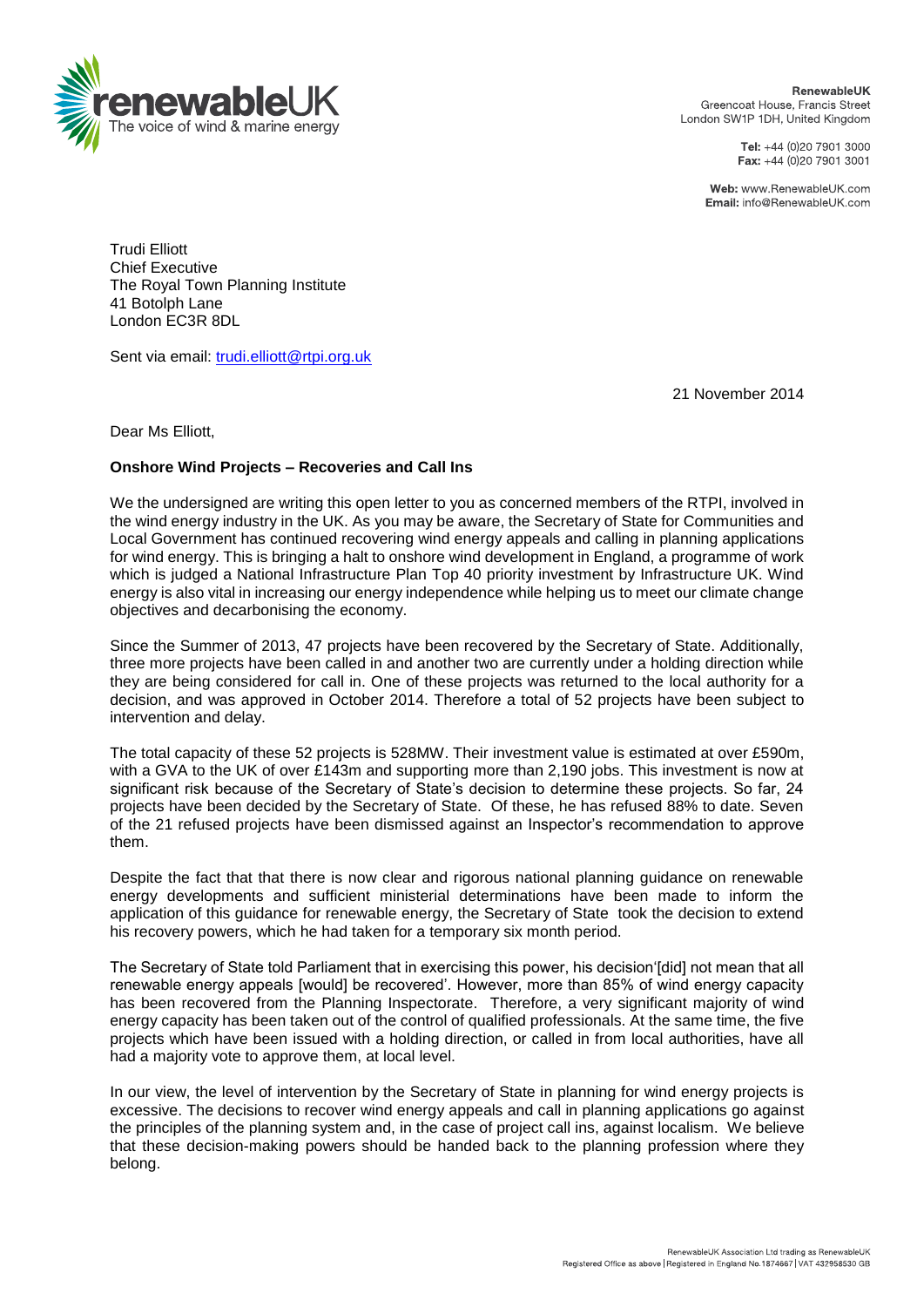**RenewableUK**
Greencoat House, Francis Street
London SW1P 1DH, United Kingdom

**Tel:** +44 (0)20 7901 3000
**Fax:** +44 (0)20 7901 3001

**Web:** www.RenewableUK.com
**Email:** info@RenewableUK.com

Trudi Elliott
Chief Executive
The Royal Town Planning Institute
41 Botolph Lane
London EC3R 8DL

Sent via email: trudi.elliott@rtpi.org.uk

21 November 2014

Dear Ms Elliott,

**Onshore Wind Projects – Recoveries and Call Ins**

We the undersigned are writing this open letter to you as concerned members of the RTPI, involved in the wind energy industry in the UK. As you may be aware, the Secretary of State for Communities and Local Government has continued recovering wind energy appeals and calling in planning applications for wind energy. This is bringing a halt to onshore wind development in England, a programme of work which is judged a National Infrastructure Plan Top 40 priority investment by Infrastructure UK. Wind energy is also vital in increasing our energy independence while helping us to meet our climate change objectives and decarbonising the economy.

Since the Summer of 2013, 47 projects have been recovered by the Secretary of State. Additionally, three more projects have been called in and another two are currently under a holding direction while they are being considered for call in. One of these projects was returned to the local authority for a decision, and was approved in October 2014. Therefore a total of 52 projects have been subject to intervention and delay.

The total capacity of these 52 projects is 528MW. Their investment value is estimated at over £590m, with a GVA to the UK of over £143m and supporting more than 2,190 jobs. This investment is now at significant risk because of the Secretary of State's decision to determine these projects. So far, 24 projects have been decided by the Secretary of State. Of these, he has refused 88% to date. Seven of the 21 refused projects have been dismissed against an Inspector's recommendation to approve them.

Despite the fact that that there is now clear and rigorous national planning guidance on renewable energy developments and sufficient ministerial determinations have been made to inform the application of this guidance for renewable energy, the Secretary of State took the decision to extend his recovery powers, which he had taken for a temporary six month period.

The Secretary of State told Parliament that in exercising this power, his decision'[did] not mean that all renewable energy appeals [would] be recovered'. However, more than 85% of wind energy capacity has been recovered from the Planning Inspectorate. Therefore, a very significant majority of wind energy capacity has been taken out of the control of qualified professionals. At the same time, the five projects which have been issued with a holding direction, or called in from local authorities, have all had a majority vote to approve them, at local level.

In our view, the level of intervention by the Secretary of State in planning for wind energy projects is excessive. The decisions to recover wind energy appeals and call in planning applications go against the principles of the planning system and, in the case of project call ins, against localism. We believe that these decision-making powers should be handed back to the planning profession where they belong.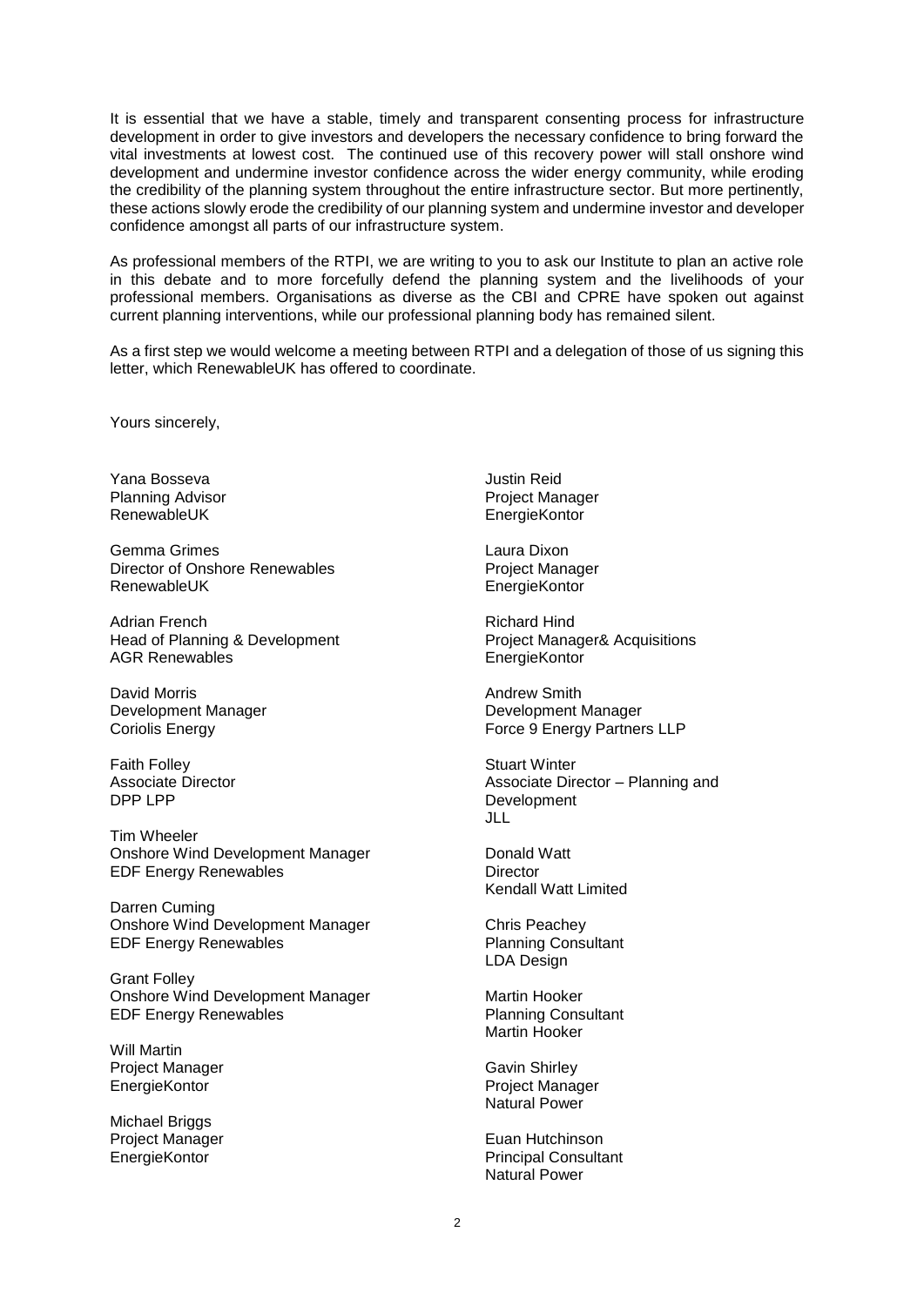It is essential that we have a stable, timely and transparent consenting process for infrastructure development in order to give investors and developers the necessary confidence to bring forward the vital investments at lowest cost. The continued use of this recovery power will stall onshore wind development and undermine investor confidence across the wider energy community, while eroding the credibility of the planning system throughout the entire infrastructure sector. But more pertinently, these actions slowly erode the credibility of our planning system and undermine investor and developer confidence amongst all parts of our infrastructure system.

As professional members of the RTPI, we are writing to you to ask our Institute to plan an active role in this debate and to more forcefully defend the planning system and the livelihoods of your professional members. Organisations as diverse as the CBI and CPRE have spoken out against current planning interventions, while our professional planning body has remained silent.

As a first step we would welcome a meeting between RTPI and a delegation of those of us signing this letter, which RenewableUK has offered to coordinate.

Yours sincerely,

Yana Bosseva
Planning Advisor
RenewableUK

Gemma Grimes
Director of Onshore Renewables
RenewableUK

Adrian French
Head of Planning & Development
AGR Renewables

David Morris
Development Manager
Coriolis Energy

Faith Folley
Associate Director
DPP LPP

Tim Wheeler
Onshore Wind Development Manager
EDF Energy Renewables

Darren Cuming
Onshore Wind Development Manager
EDF Energy Renewables

Grant Folley
Onshore Wind Development Manager
EDF Energy Renewables

Will Martin
Project Manager
EnergieKontor

Michael Briggs
Project Manager
EnergieKontor

Justin Reid
Project Manager
EnergieKontor

Laura Dixon
Project Manager
EnergieKontor

Richard Hind
Project Manager& Acquisitions
EnergieKontor

Andrew Smith
Development Manager
Force 9 Energy Partners LLP

Stuart Winter
Associate Director – Planning and Development
JLL

Donald Watt
Director
Kendall Watt Limited

Chris Peachey
Planning Consultant
LDA Design

Martin Hooker
Planning Consultant
Martin Hooker

Gavin Shirley
Project Manager
Natural Power

Euan Hutchinson
Principal Consultant
Natural Power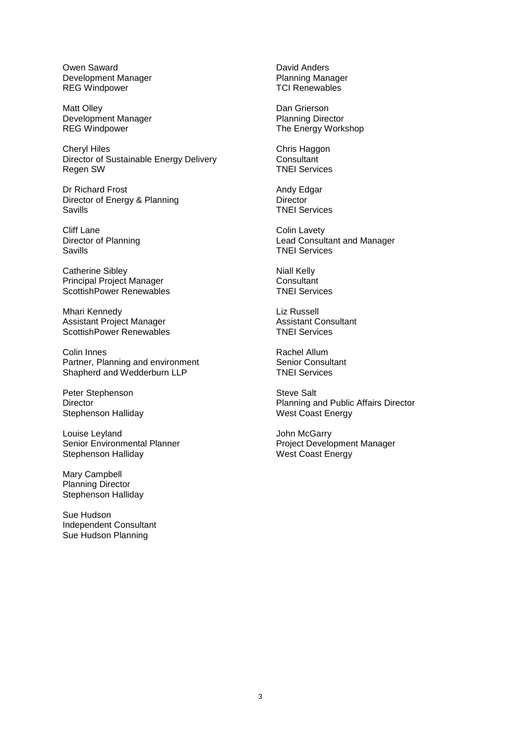Owen Saward
Development Manager
REG Windpower

Matt Olley
Development Manager
REG Windpower

Cheryl Hiles
Director of Sustainable Energy Delivery
Regen SW

Dr Richard Frost
Director of Energy & Planning
Savills

Cliff Lane
Director of Planning
Savills

Catherine Sibley
Principal Project Manager
ScottishPower Renewables

Mhari Kennedy
Assistant Project Manager
ScottishPower Renewables

Colin Innes
Partner, Planning and environment
Shapherd and Wedderburn LLP

Peter Stephenson
Director
Stephenson Halliday

Louise Leyland
Senior Environmental Planner
Stephenson Halliday

Mary Campbell
Planning Director
Stephenson Halliday

Sue Hudson
Independent Consultant
Sue Hudson Planning

David Anders
Planning Manager
TCI Renewables

Dan Grierson
Planning Director
The Energy Workshop

Chris Haggon
Consultant
TNEI Services

Andy Edgar
Director
TNEI Services

Colin Lavety
Lead Consultant and Manager
TNEI Services

Niall Kelly
Consultant
TNEI Services

Liz Russell
Assistant Consultant
TNEI Services

Rachel Allum
Senior Consultant
TNEI Services

Steve Salt
Planning and Public Affairs Director
West Coast Energy

John McGarry
Project Development Manager
West Coast Energy